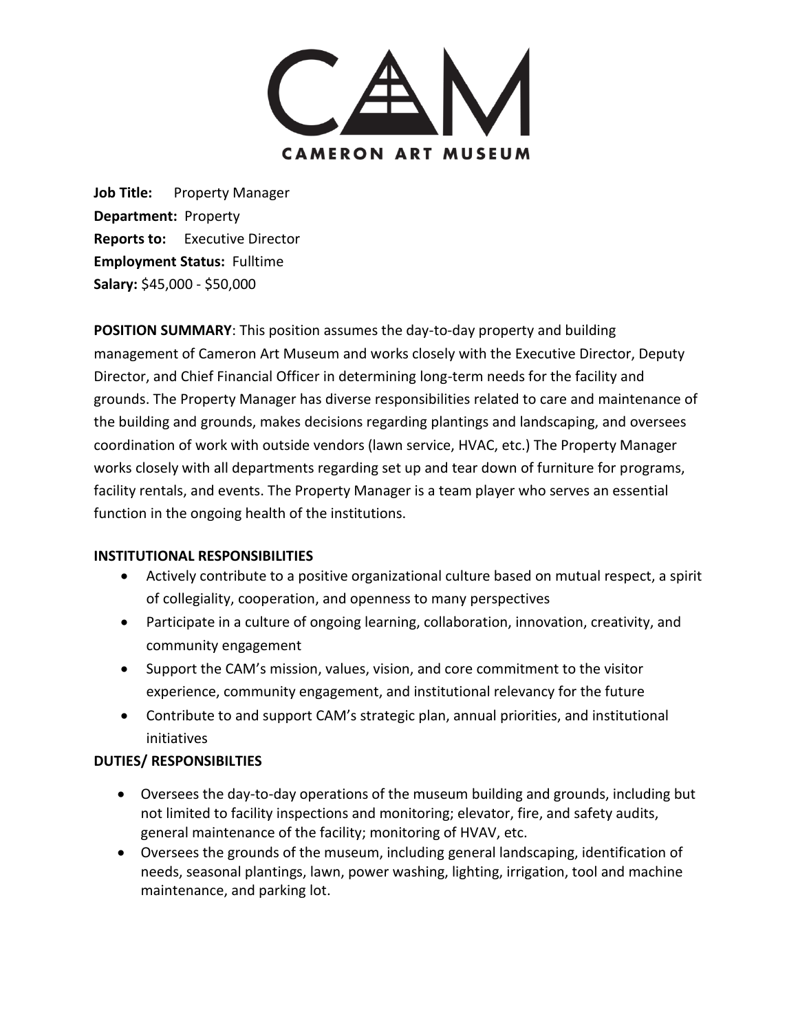# CAMERON ART MUSEUM

**Job Title:** Property Manager
**Department:** Property
**Reports to:** Executive Director
**Employment Status:** Fulltime
**Salary:** $45,000 - $50,000

**POSITION SUMMARY**: This position assumes the day-to-day property and building management of Cameron Art Museum and works closely with the Executive Director, Deputy Director, and Chief Financial Officer in determining long-term needs for the facility and grounds. The Property Manager has diverse responsibilities related to care and maintenance of the building and grounds, makes decisions regarding plantings and landscaping, and oversees coordination of work with outside vendors (lawn service, HVAC, etc.) The Property Manager works closely with all departments regarding set up and tear down of furniture for programs, facility rentals, and events. The Property Manager is a team player who serves an essential function in the ongoing health of the institutions.

**INSTITUTIONAL RESPONSIBILITIES**

- Actively contribute to a positive organizational culture based on mutual respect, a spirit of collegiality, cooperation, and openness to many perspectives
- Participate in a culture of ongoing learning, collaboration, innovation, creativity, and community engagement
- Support the CAM's mission, values, vision, and core commitment to the visitor experience, community engagement, and institutional relevancy for the future
- Contribute to and support CAM's strategic plan, annual priorities, and institutional initiatives

**DUTIES/ RESPONSIBILTIES**

- Oversees the day-to-day operations of the museum building and grounds, including but not limited to facility inspections and monitoring; elevator, fire, and safety audits, general maintenance of the facility; monitoring of HVAV, etc.
- Oversees the grounds of the museum, including general landscaping, identification of needs, seasonal plantings, lawn, power washing, lighting, irrigation, tool and machine maintenance, and parking lot.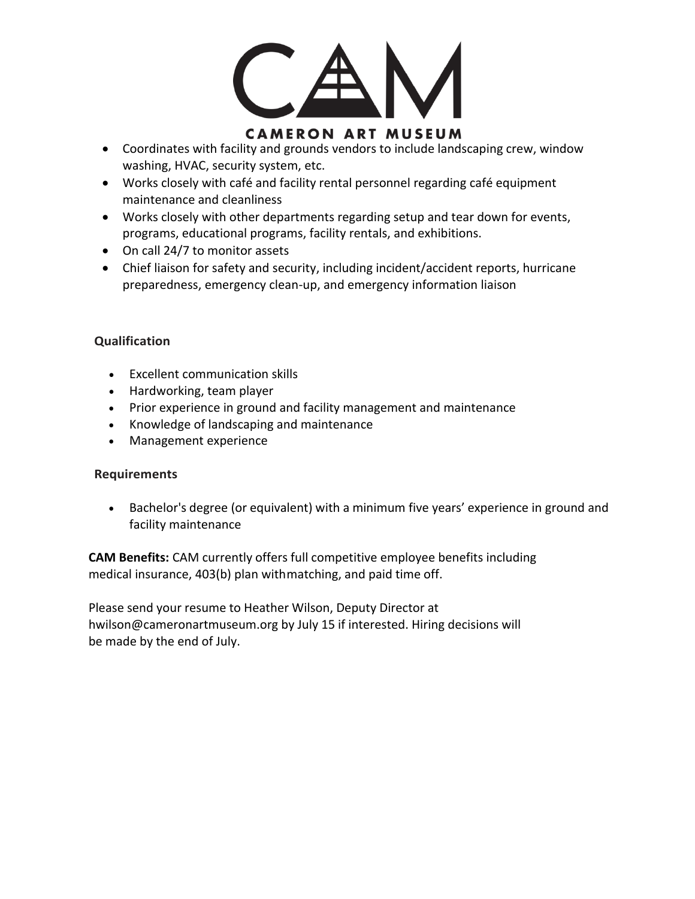# CAMERON ART MUSEUM

- Coordinates with facility and grounds vendors to include landscaping crew, window washing, HVAC, security system, etc.
- Works closely with café and facility rental personnel regarding café equipment maintenance and cleanliness
- Works closely with other departments regarding setup and tear down for events, programs, educational programs, facility rentals, and exhibitions.
- On call 24/7 to monitor assets
- Chief liaison for safety and security, including incident/accident reports, hurricane preparedness, emergency clean-up, and emergency information liaison

**Qualification**

- Excellent communication skills
- Hardworking, team player
- Prior experience in ground and facility management and maintenance
- Knowledge of landscaping and maintenance
- Management experience

**Requirements**

- Bachelor's degree (or equivalent) with a minimum five years' experience in ground and facility maintenance

**CAM Benefits:** CAM currently offers full competitive employee benefits including medical insurance, 403(b) plan withmatching, and paid time off.

Please send your resume to Heather Wilson, Deputy Director at hwilson@cameronartmuseum.org by July 15 if interested. Hiring decisions will be made by the end of July.